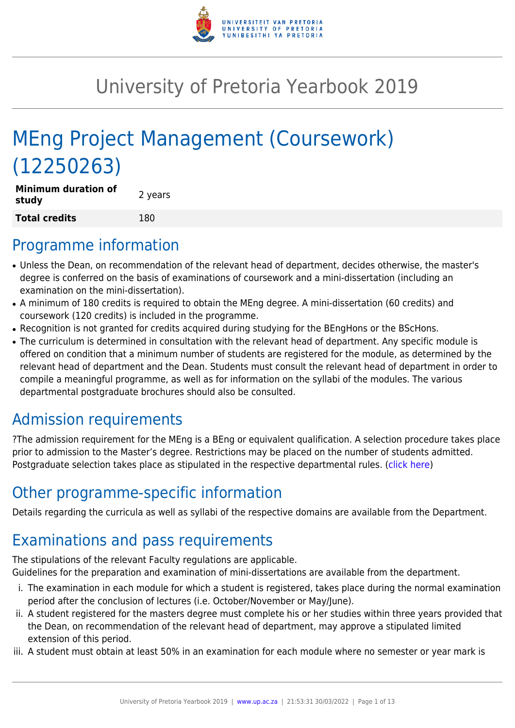# University of Pretoria Yearbook 2019

# MEng Project Management (Coursework) (12250263)

| **Minimum duration of study** | 2 years |
| --- | --- |
| **Total credits** | 180 |

## Programme information

- Unless the Dean, on recommendation of the relevant head of department, decides otherwise, the master's degree is conferred on the basis of examinations of coursework and a mini-dissertation (including an examination on the mini-dissertation).
- A minimum of 180 credits is required to obtain the MEng degree. A mini-dissertation (60 credits) and coursework (120 credits) is included in the programme.
- Recognition is not granted for credits acquired during studying for the BEngHons or the BScHons.
- The curriculum is determined in consultation with the relevant head of department. Any specific module is offered on condition that a minimum number of students are registered for the module, as determined by the relevant head of department and the Dean. Students must consult the relevant head of department in order to compile a meaningful programme, as well as for information on the syllabi of the modules. The various departmental postgraduate brochures should also be consulted.

## Admission requirements

?The admission requirement for the MEng is a BEng or equivalent qualification. A selection procedure takes place prior to admission to the Master's degree. Restrictions may be placed on the number of students admitted. Postgraduate selection takes place as stipulated in the respective departmental rules. (click here)

## Other programme-specific information

Details regarding the curricula as well as syllabi of the respective domains are available from the Department.

## Examinations and pass requirements

The stipulations of the relevant Faculty regulations are applicable.
Guidelines for the preparation and examination of mini-dissertations are available from the department.

i. The examination in each module for which a student is registered, takes place during the normal examination period after the conclusion of lectures (i.e. October/November or May/June).
ii. A student registered for the masters degree must complete his or her studies within three years provided that the Dean, on recommendation of the relevant head of department, may approve a stipulated limited extension of this period.
iii. A student must obtain at least 50% in an examination for each module where no semester or year mark is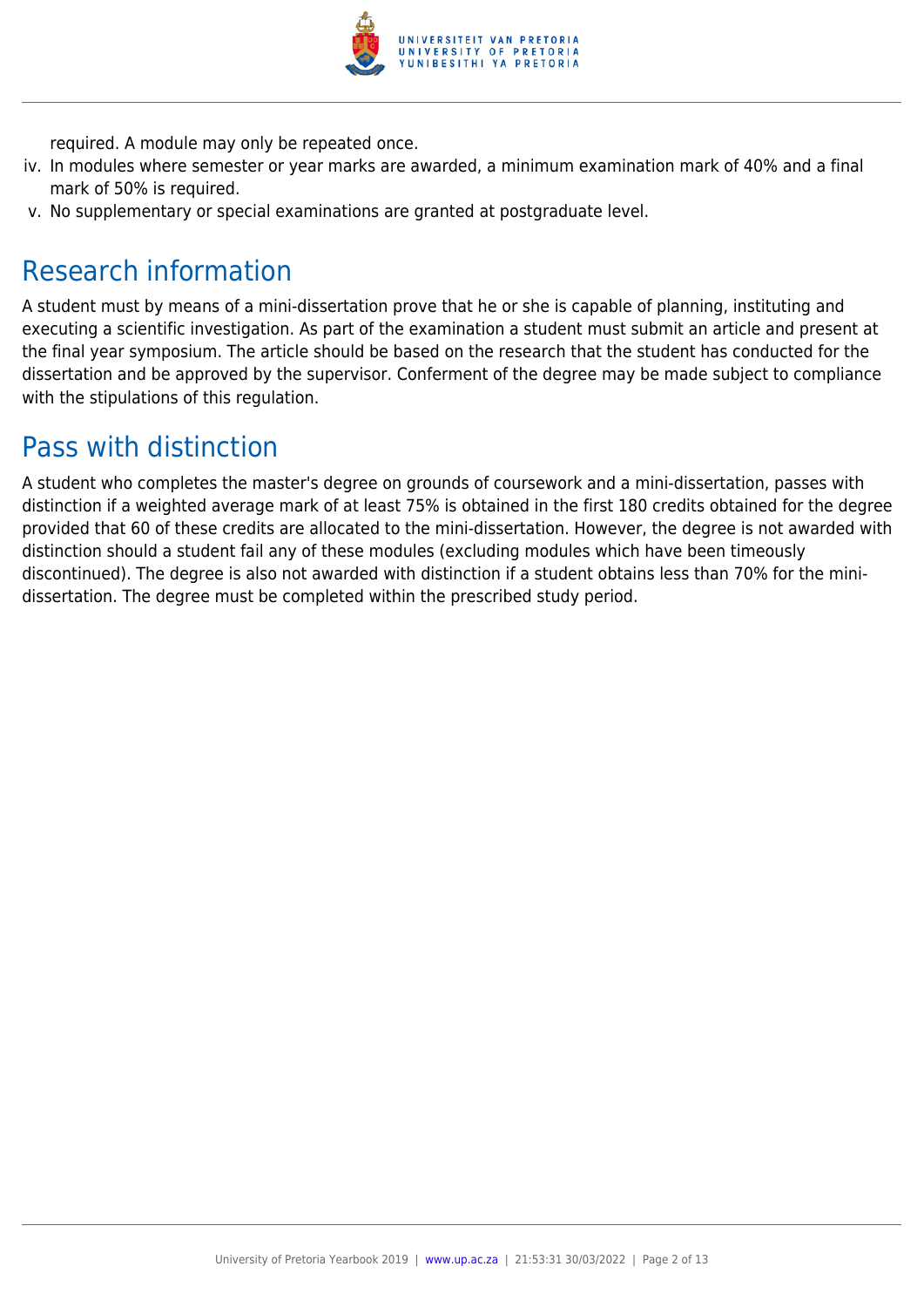required. A module may only be repeated once.

iv. In modules where semester or year marks are awarded, a minimum examination mark of 40% and a final mark of 50% is required.
v. No supplementary or special examinations are granted at postgraduate level.

## Research information

A student must by means of a mini-dissertation prove that he or she is capable of planning, instituting and executing a scientific investigation. As part of the examination a student must submit an article and present at the final year symposium. The article should be based on the research that the student has conducted for the dissertation and be approved by the supervisor. Conferment of the degree may be made subject to compliance with the stipulations of this regulation.

## Pass with distinction

A student who completes the master's degree on grounds of coursework and a mini-dissertation, passes with distinction if a weighted average mark of at least 75% is obtained in the first 180 credits obtained for the degree provided that 60 of these credits are allocated to the mini-dissertation. However, the degree is not awarded with distinction should a student fail any of these modules (excluding modules which have been timeously discontinued). The degree is also not awarded with distinction if a student obtains less than 70% for the mini-dissertation. The degree must be completed within the prescribed study period.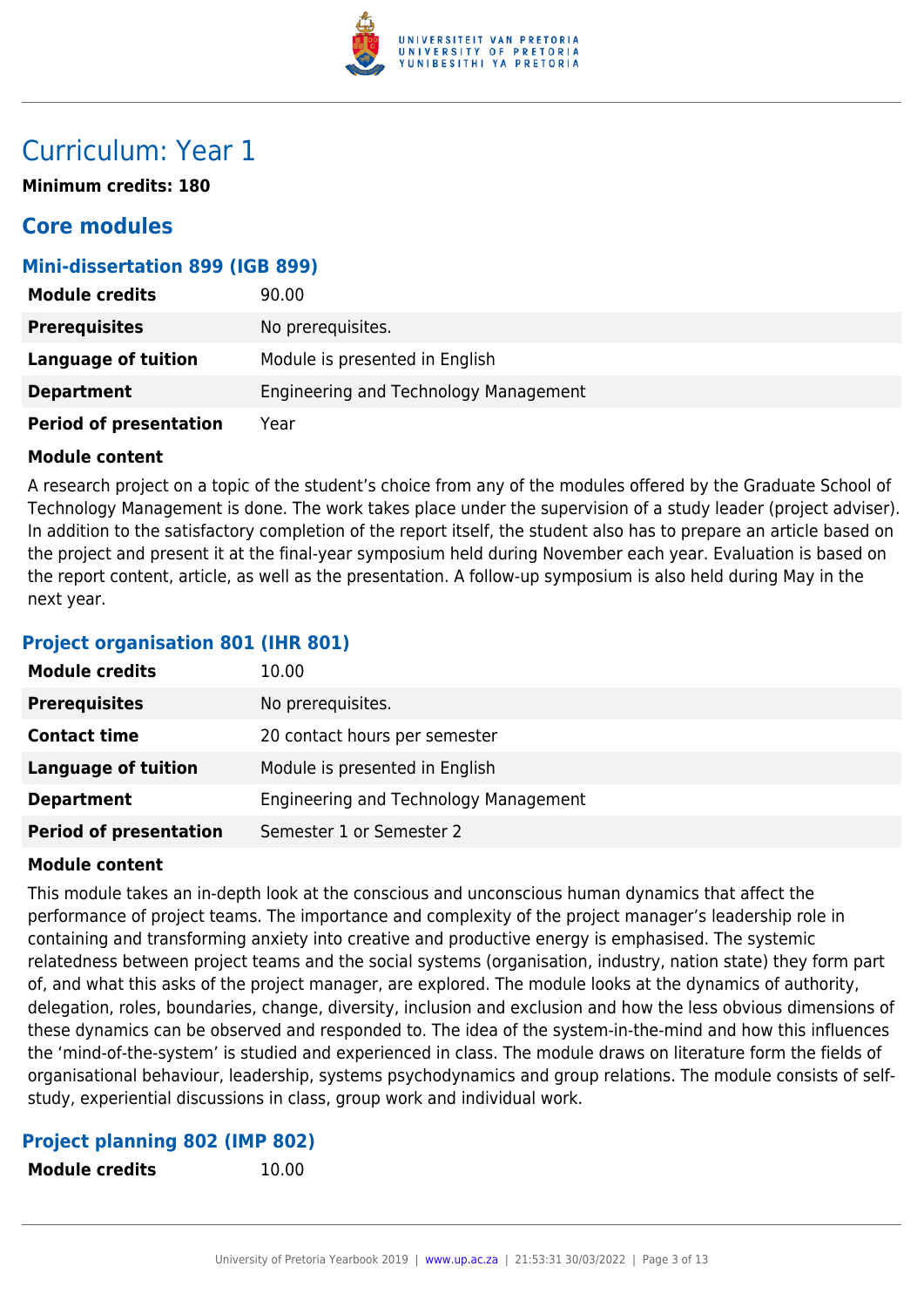# Curriculum: Year 1

**Minimum credits: 180**

## Core modules

### Mini-dissertation 899 (IGB 899)

| | |
|---|---|
| **Module credits** | 90.00 |
| **Prerequisites** | No prerequisites. |
| **Language of tuition** | Module is presented in English |
| **Department** | Engineering and Technology Management |
| **Period of presentation** | Year |

**Module content**

A research project on a topic of the student's choice from any of the modules offered by the Graduate School of Technology Management is done. The work takes place under the supervision of a study leader (project adviser). In addition to the satisfactory completion of the report itself, the student also has to prepare an article based on the project and present it at the final-year symposium held during November each year. Evaluation is based on the report content, article, as well as the presentation. A follow-up symposium is also held during May in the next year.

### Project organisation 801 (IHR 801)

| | |
|---|---|
| **Module credits** | 10.00 |
| **Prerequisites** | No prerequisites. |
| **Contact time** | 20 contact hours per semester |
| **Language of tuition** | Module is presented in English |
| **Department** | Engineering and Technology Management |
| **Period of presentation** | Semester 1 or Semester 2 |

**Module content**

This module takes an in-depth look at the conscious and unconscious human dynamics that affect the performance of project teams. The importance and complexity of the project manager's leadership role in containing and transforming anxiety into creative and productive energy is emphasised. The systemic relatedness between project teams and the social systems (organisation, industry, nation state) they form part of, and what this asks of the project manager, are explored. The module looks at the dynamics of authority, delegation, roles, boundaries, change, diversity, inclusion and exclusion and how the less obvious dimensions of these dynamics can be observed and responded to. The idea of the system-in-the-mind and how this influences the 'mind-of-the-system' is studied and experienced in class. The module draws on literature form the fields of organisational behaviour, leadership, systems psychodynamics and group relations. The module consists of self-study, experiential discussions in class, group work and individual work.

### Project planning 802 (IMP 802)

| | |
|---|---|
| **Module credits** | 10.00 |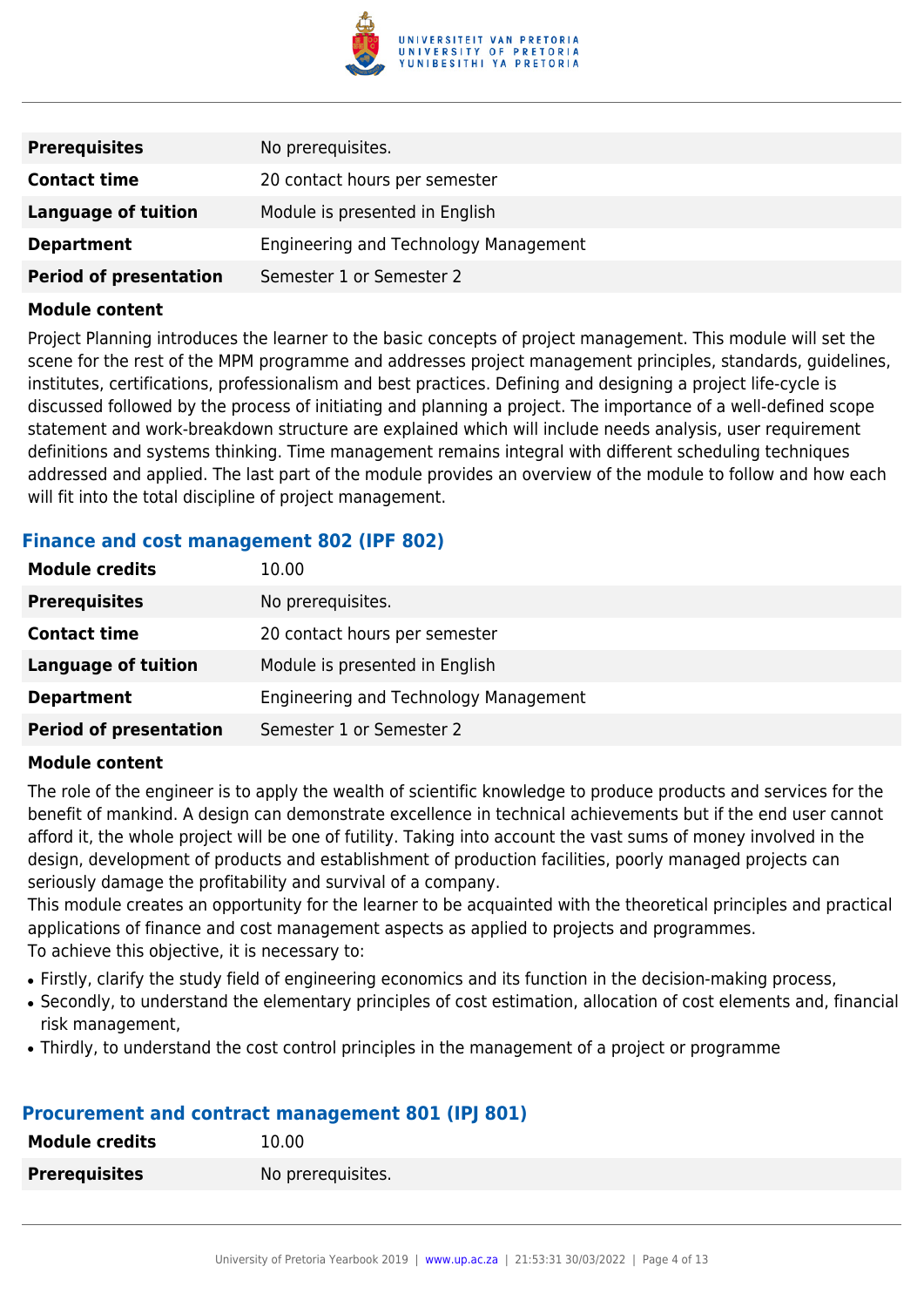| | |
|---|---|
| **Prerequisites** | No prerequisites. |
| **Contact time** | 20 contact hours per semester |
| **Language of tuition** | Module is presented in English |
| **Department** | Engineering and Technology Management |
| **Period of presentation** | Semester 1 or Semester 2 |

**Module content**

Project Planning introduces the learner to the basic concepts of project management. This module will set the scene for the rest of the MPM programme and addresses project management principles, standards, guidelines, institutes, certifications, professionalism and best practices. Defining and designing a project life-cycle is discussed followed by the process of initiating and planning a project. The importance of a well-defined scope statement and work-breakdown structure are explained which will include needs analysis, user requirement definitions and systems thinking. Time management remains integral with different scheduling techniques addressed and applied. The last part of the module provides an overview of the module to follow and how each will fit into the total discipline of project management.

### Finance and cost management 802 (IPF 802)

| | |
|---|---|
| **Module credits** | 10.00 |
| **Prerequisites** | No prerequisites. |
| **Contact time** | 20 contact hours per semester |
| **Language of tuition** | Module is presented in English |
| **Department** | Engineering and Technology Management |
| **Period of presentation** | Semester 1 or Semester 2 |

**Module content**

The role of the engineer is to apply the wealth of scientific knowledge to produce products and services for the benefit of mankind. A design can demonstrate excellence in technical achievements but if the end user cannot afford it, the whole project will be one of futility. Taking into account the vast sums of money involved in the design, development of products and establishment of production facilities, poorly managed projects can seriously damage the profitability and survival of a company.
This module creates an opportunity for the learner to be acquainted with the theoretical principles and practical applications of finance and cost management aspects as applied to projects and programmes.
To achieve this objective, it is necessary to:

- Firstly, clarify the study field of engineering economics and its function in the decision-making process,
- Secondly, to understand the elementary principles of cost estimation, allocation of cost elements and, financial risk management,
- Thirdly, to understand the cost control principles in the management of a project or programme

### Procurement and contract management 801 (IPJ 801)

| | |
|---|---|
| **Module credits** | 10.00 |
| **Prerequisites** | No prerequisites. |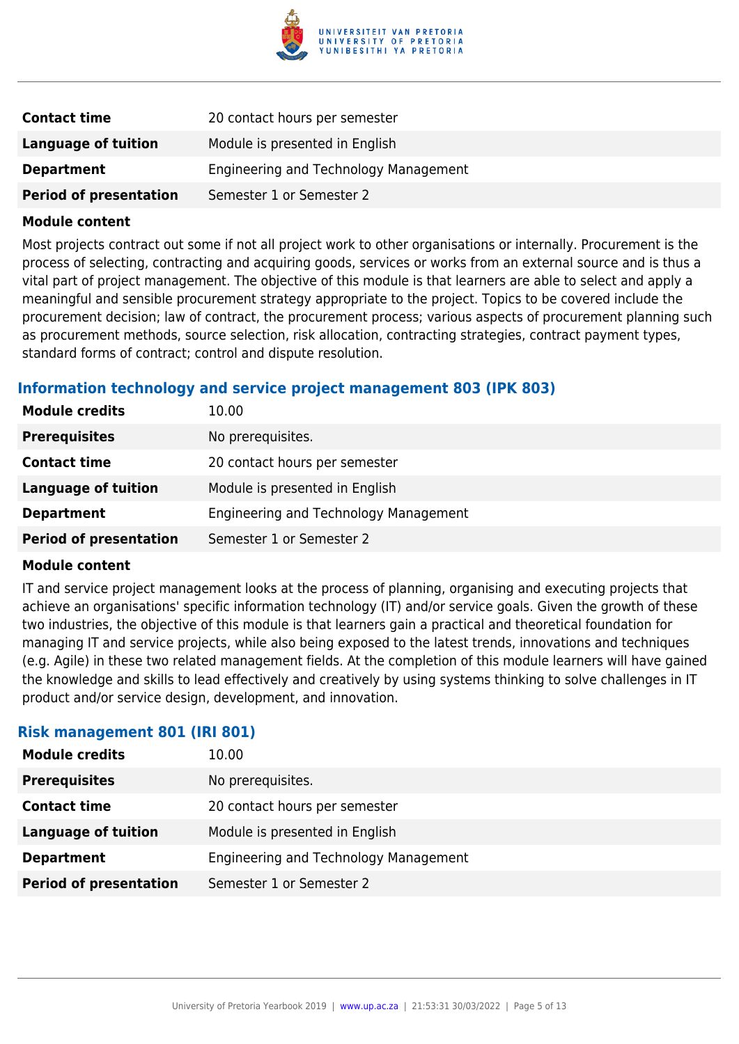| | |
|---|---|
| **Contact time** | 20 contact hours per semester |
| **Language of tuition** | Module is presented in English |
| **Department** | Engineering and Technology Management |
| **Period of presentation** | Semester 1 or Semester 2 |

**Module content**

Most projects contract out some if not all project work to other organisations or internally. Procurement is the process of selecting, contracting and acquiring goods, services or works from an external source and is thus a vital part of project management. The objective of this module is that learners are able to select and apply a meaningful and sensible procurement strategy appropriate to the project. Topics to be covered include the procurement decision; law of contract, the procurement process; various aspects of procurement planning such as procurement methods, source selection, risk allocation, contracting strategies, contract payment types, standard forms of contract; control and dispute resolution.

### Information technology and service project management 803 (IPK 803)

| | |
|---|---|
| **Module credits** | 10.00 |
| **Prerequisites** | No prerequisites. |
| **Contact time** | 20 contact hours per semester |
| **Language of tuition** | Module is presented in English |
| **Department** | Engineering and Technology Management |
| **Period of presentation** | Semester 1 or Semester 2 |

**Module content**

IT and service project management looks at the process of planning, organising and executing projects that achieve an organisations' specific information technology (IT) and/or service goals. Given the growth of these two industries, the objective of this module is that learners gain a practical and theoretical foundation for managing IT and service projects, while also being exposed to the latest trends, innovations and techniques (e.g. Agile) in these two related management fields. At the completion of this module learners will have gained the knowledge and skills to lead effectively and creatively by using systems thinking to solve challenges in IT product and/or service design, development, and innovation.

### Risk management 801 (IRI 801)

| | |
|---|---|
| **Module credits** | 10.00 |
| **Prerequisites** | No prerequisites. |
| **Contact time** | 20 contact hours per semester |
| **Language of tuition** | Module is presented in English |
| **Department** | Engineering and Technology Management |
| **Period of presentation** | Semester 1 or Semester 2 |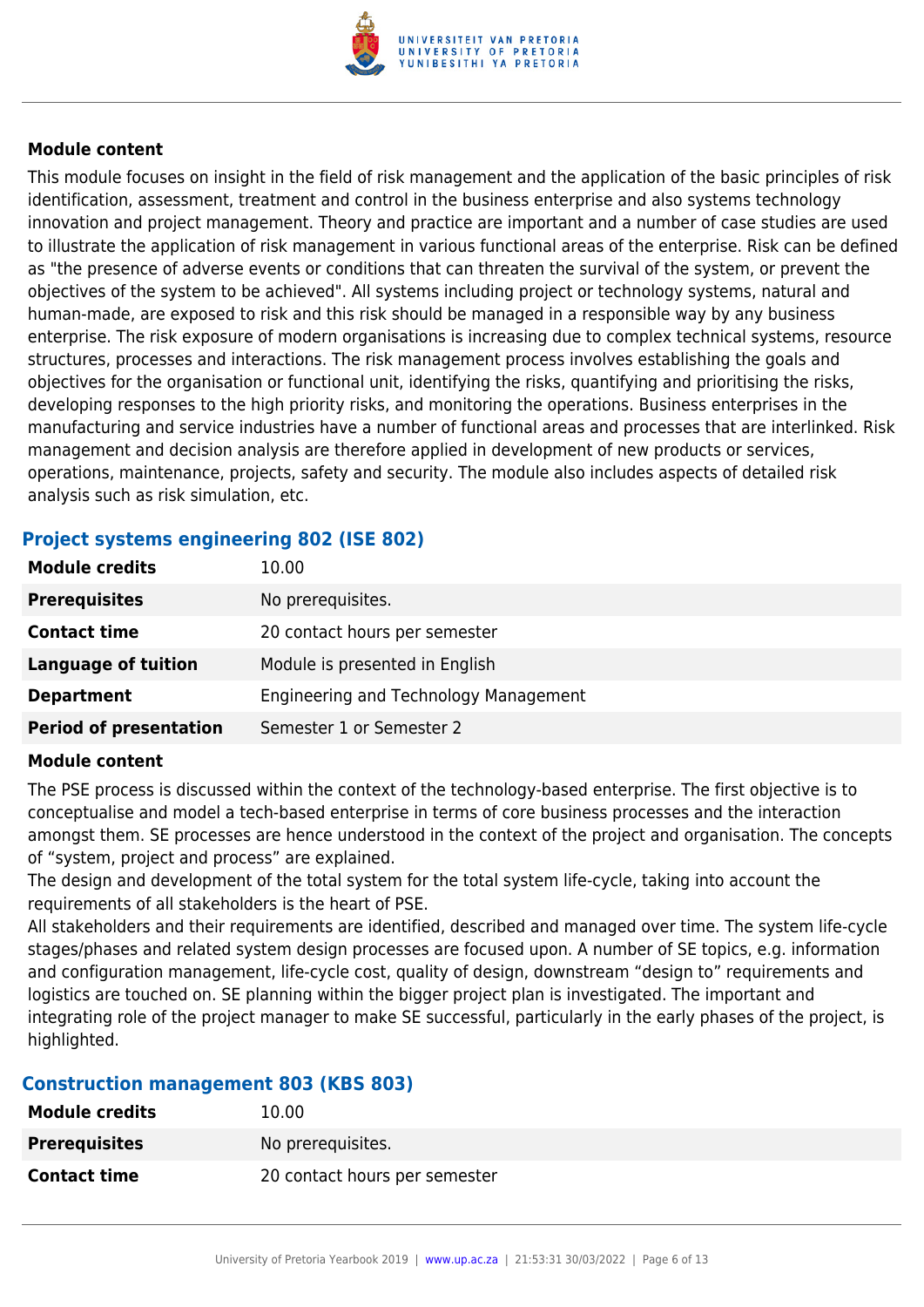### Module content

This module focuses on insight in the field of risk management and the application of the basic principles of risk identification, assessment, treatment and control in the business enterprise and also systems technology innovation and project management. Theory and practice are important and a number of case studies are used to illustrate the application of risk management in various functional areas of the enterprise. Risk can be defined as "the presence of adverse events or conditions that can threaten the survival of the system, or prevent the objectives of the system to be achieved". All systems including project or technology systems, natural and human-made, are exposed to risk and this risk should be managed in a responsible way by any business enterprise. The risk exposure of modern organisations is increasing due to complex technical systems, resource structures, processes and interactions. The risk management process involves establishing the goals and objectives for the organisation or functional unit, identifying the risks, quantifying and prioritising the risks, developing responses to the high priority risks, and monitoring the operations. Business enterprises in the manufacturing and service industries have a number of functional areas and processes that are interlinked. Risk management and decision analysis are therefore applied in development of new products or services, operations, maintenance, projects, safety and security. The module also includes aspects of detailed risk analysis such as risk simulation, etc.

## Project systems engineering 802 (ISE 802)

| | |
|---|---|
| **Module credits** | 10.00 |
| **Prerequisites** | No prerequisites. |
| **Contact time** | 20 contact hours per semester |
| **Language of tuition** | Module is presented in English |
| **Department** | Engineering and Technology Management |
| **Period of presentation** | Semester 1 or Semester 2 |

### Module content

The PSE process is discussed within the context of the technology-based enterprise. The first objective is to conceptualise and model a tech-based enterprise in terms of core business processes and the interaction amongst them. SE processes are hence understood in the context of the project and organisation. The concepts of "system, project and process" are explained.

The design and development of the total system for the total system life-cycle, taking into account the requirements of all stakeholders is the heart of PSE.

All stakeholders and their requirements are identified, described and managed over time. The system life-cycle stages/phases and related system design processes are focused upon. A number of SE topics, e.g. information and configuration management, life-cycle cost, quality of design, downstream "design to" requirements and logistics are touched on. SE planning within the bigger project plan is investigated. The important and integrating role of the project manager to make SE successful, particularly in the early phases of the project, is highlighted.

## Construction management 803 (KBS 803)

| | |
|---|---|
| **Module credits** | 10.00 |
| **Prerequisites** | No prerequisites. |
| **Contact time** | 20 contact hours per semester |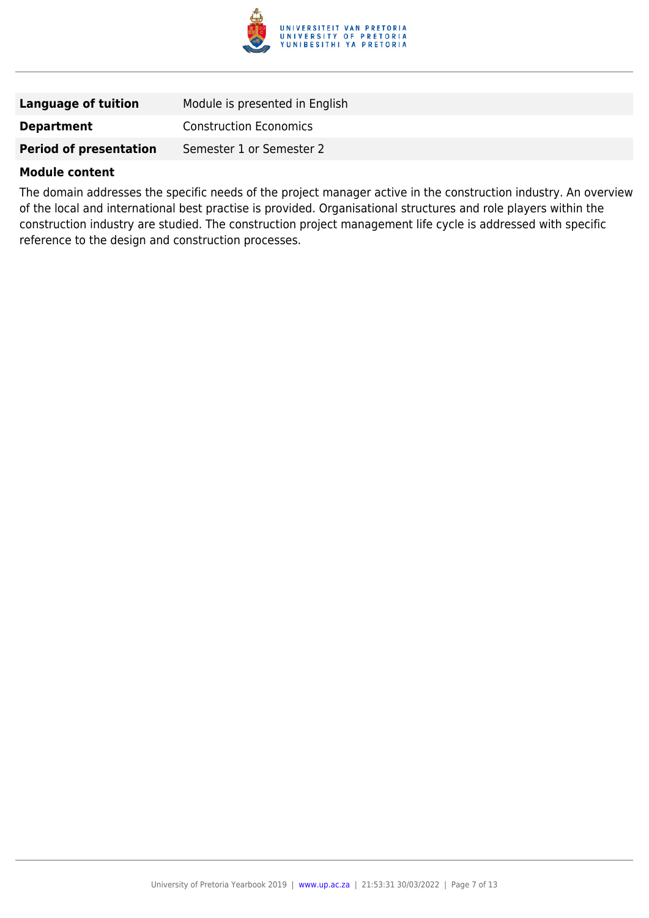| | |
|---|---|
| **Language of tuition** | Module is presented in English |
| **Department** | Construction Economics |
| **Period of presentation** | Semester 1 or Semester 2 |

**Module content**

The domain addresses the specific needs of the project manager active in the construction industry. An overview of the local and international best practise is provided. Organisational structures and role players within the construction industry are studied. The construction project management life cycle is addressed with specific reference to the design and construction processes.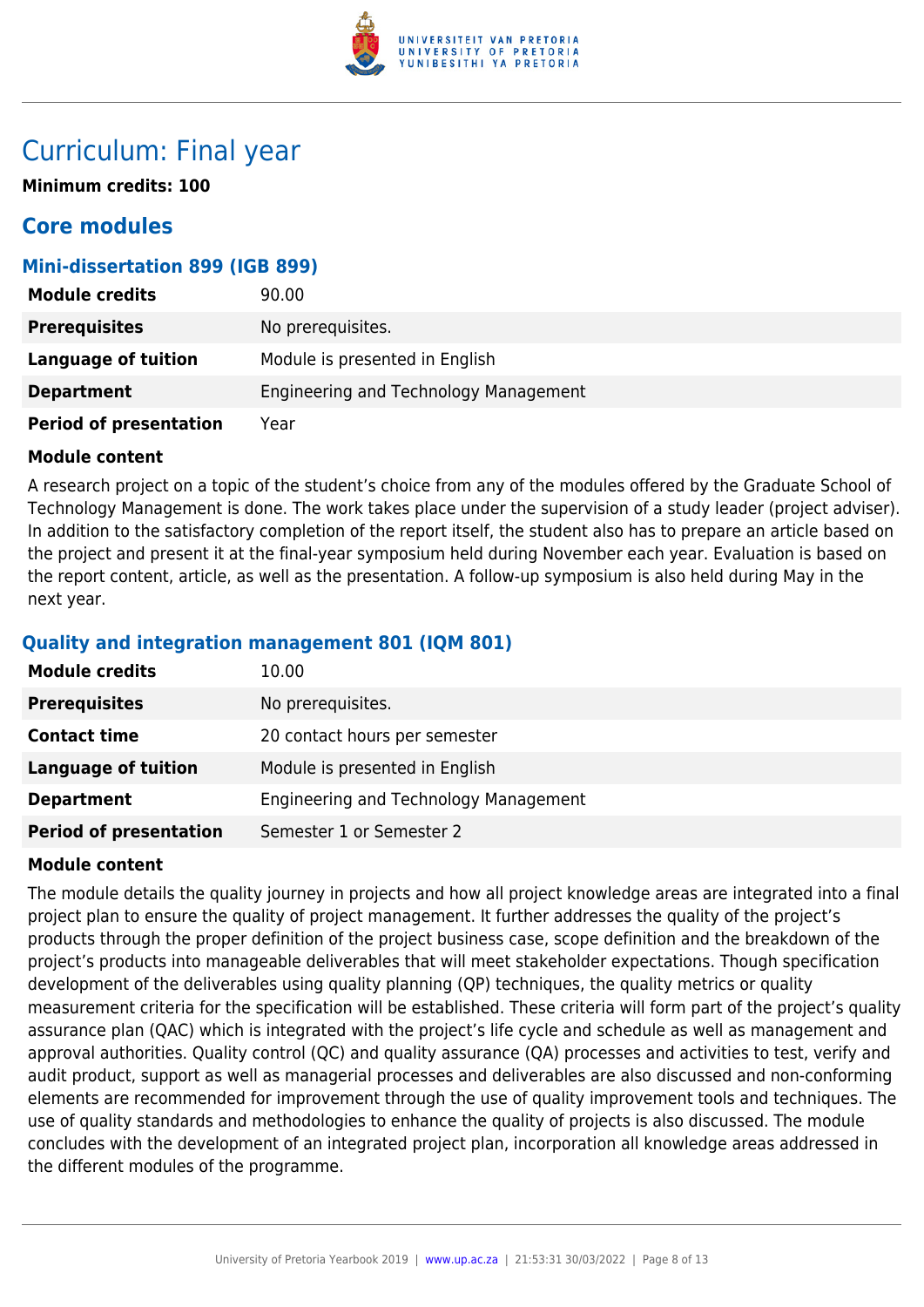# Curriculum: Final year

**Minimum credits: 100**

## Core modules

### Mini-dissertation 899 (IGB 899)

| | |
|---|---|
| **Module credits** | 90.00 |
| **Prerequisites** | No prerequisites. |
| **Language of tuition** | Module is presented in English |
| **Department** | Engineering and Technology Management |
| **Period of presentation** | Year |

**Module content**

A research project on a topic of the student's choice from any of the modules offered by the Graduate School of Technology Management is done. The work takes place under the supervision of a study leader (project adviser). In addition to the satisfactory completion of the report itself, the student also has to prepare an article based on the project and present it at the final-year symposium held during November each year. Evaluation is based on the report content, article, as well as the presentation. A follow-up symposium is also held during May in the next year.

### Quality and integration management 801 (IQM 801)

| | |
|---|---|
| **Module credits** | 10.00 |
| **Prerequisites** | No prerequisites. |
| **Contact time** | 20 contact hours per semester |
| **Language of tuition** | Module is presented in English |
| **Department** | Engineering and Technology Management |
| **Period of presentation** | Semester 1 or Semester 2 |

**Module content**

The module details the quality journey in projects and how all project knowledge areas are integrated into a final project plan to ensure the quality of project management. It further addresses the quality of the project's products through the proper definition of the project business case, scope definition and the breakdown of the project's products into manageable deliverables that will meet stakeholder expectations. Though specification development of the deliverables using quality planning (QP) techniques, the quality metrics or quality measurement criteria for the specification will be established. These criteria will form part of the project's quality assurance plan (QAC) which is integrated with the project's life cycle and schedule as well as management and approval authorities. Quality control (QC) and quality assurance (QA) processes and activities to test, verify and audit product, support as well as managerial processes and deliverables are also discussed and non-conforming elements are recommended for improvement through the use of quality improvement tools and techniques. The use of quality standards and methodologies to enhance the quality of projects is also discussed. The module concludes with the development of an integrated project plan, incorporation all knowledge areas addressed in the different modules of the programme.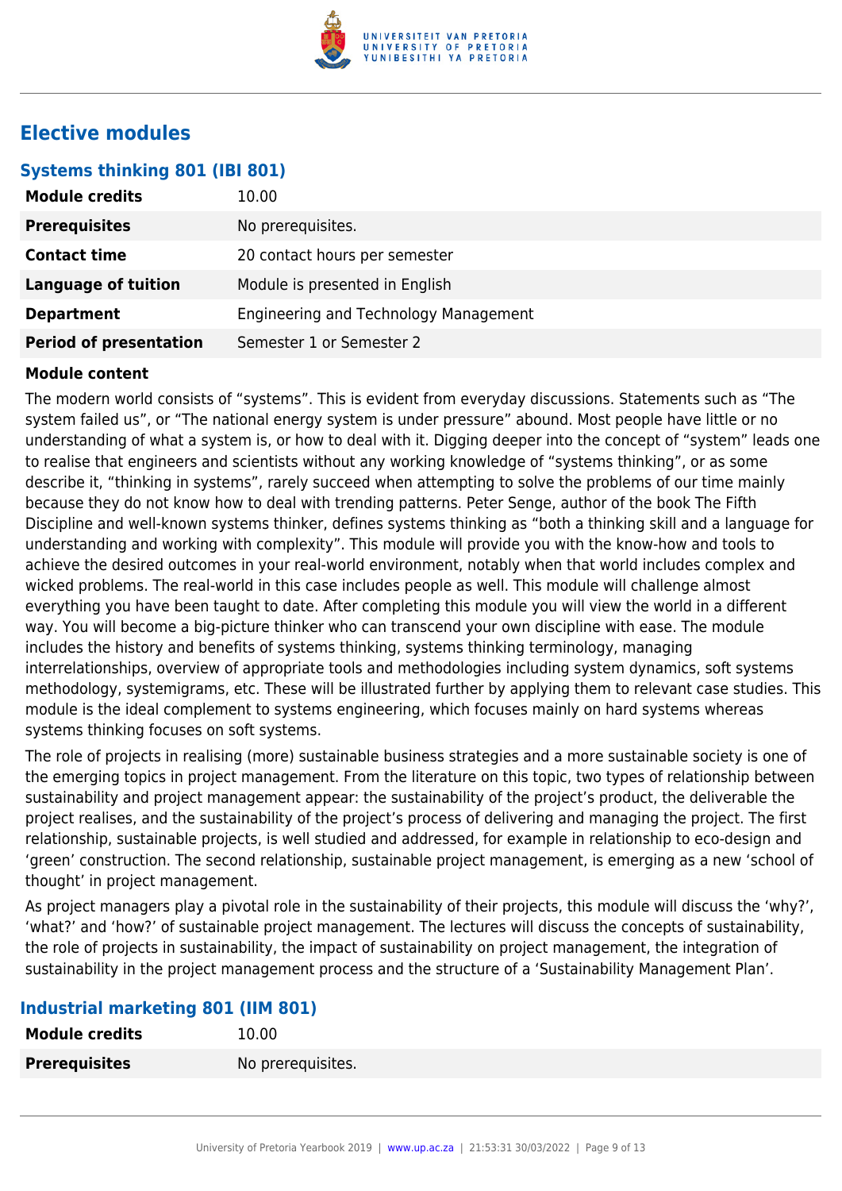## Elective modules

### Systems thinking 801 (IBI 801)

| | |
|---|---|
| **Module credits** | 10.00 |
| **Prerequisites** | No prerequisites. |
| **Contact time** | 20 contact hours per semester |
| **Language of tuition** | Module is presented in English |
| **Department** | Engineering and Technology Management |
| **Period of presentation** | Semester 1 or Semester 2 |

**Module content**

The modern world consists of "systems". This is evident from everyday discussions. Statements such as "The system failed us", or "The national energy system is under pressure" abound. Most people have little or no understanding of what a system is, or how to deal with it. Digging deeper into the concept of "system" leads one to realise that engineers and scientists without any working knowledge of "systems thinking", or as some describe it, "thinking in systems", rarely succeed when attempting to solve the problems of our time mainly because they do not know how to deal with trending patterns. Peter Senge, author of the book The Fifth Discipline and well-known systems thinker, defines systems thinking as "both a thinking skill and a language for understanding and working with complexity". This module will provide you with the know-how and tools to achieve the desired outcomes in your real-world environment, notably when that world includes complex and wicked problems. The real-world in this case includes people as well. This module will challenge almost everything you have been taught to date. After completing this module you will view the world in a different way. You will become a big-picture thinker who can transcend your own discipline with ease. The module includes the history and benefits of systems thinking, systems thinking terminology, managing interrelationships, overview of appropriate tools and methodologies including system dynamics, soft systems methodology, systemigrams, etc. These will be illustrated further by applying them to relevant case studies. This module is the ideal complement to systems engineering, which focuses mainly on hard systems whereas systems thinking focuses on soft systems.

The role of projects in realising (more) sustainable business strategies and a more sustainable society is one of the emerging topics in project management. From the literature on this topic, two types of relationship between sustainability and project management appear: the sustainability of the project's product, the deliverable the project realises, and the sustainability of the project's process of delivering and managing the project. The first relationship, sustainable projects, is well studied and addressed, for example in relationship to eco-design and 'green' construction. The second relationship, sustainable project management, is emerging as a new 'school of thought' in project management.

As project managers play a pivotal role in the sustainability of their projects, this module will discuss the 'why?', 'what?' and 'how?' of sustainable project management. The lectures will discuss the concepts of sustainability, the role of projects in sustainability, the impact of sustainability on project management, the integration of sustainability in the project management process and the structure of a 'Sustainability Management Plan'.

### Industrial marketing 801 (IIM 801)

| | |
|---|---|
| **Module credits** | 10.00 |
| **Prerequisites** | No prerequisites. |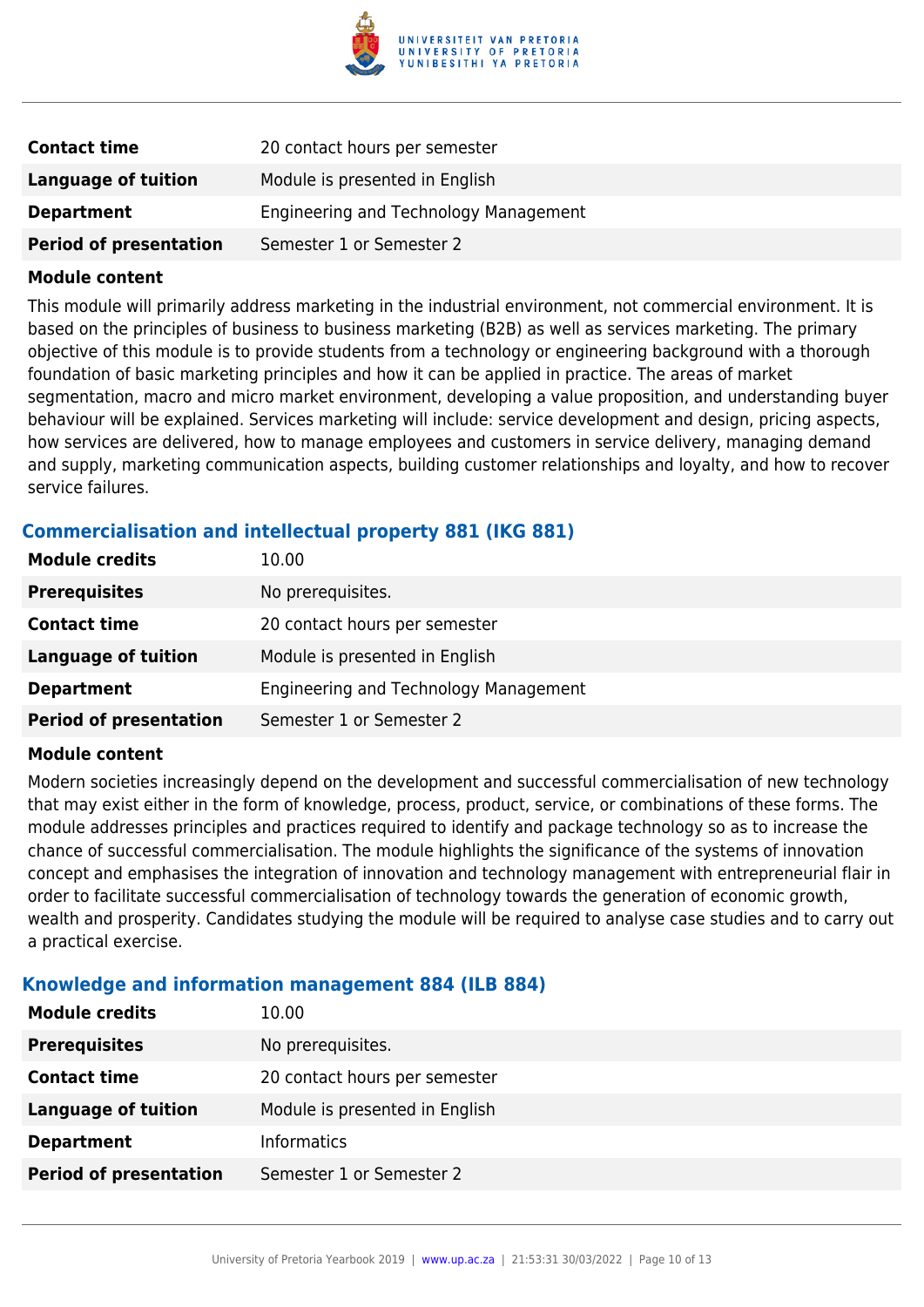| | |
|---|---|
| **Contact time** | 20 contact hours per semester |
| **Language of tuition** | Module is presented in English |
| **Department** | Engineering and Technology Management |
| **Period of presentation** | Semester 1 or Semester 2 |

**Module content**

This module will primarily address marketing in the industrial environment, not commercial environment. It is based on the principles of business to business marketing (B2B) as well as services marketing. The primary objective of this module is to provide students from a technology or engineering background with a thorough foundation of basic marketing principles and how it can be applied in practice. The areas of market segmentation, macro and micro market environment, developing a value proposition, and understanding buyer behaviour will be explained. Services marketing will include: service development and design, pricing aspects, how services are delivered, how to manage employees and customers in service delivery, managing demand and supply, marketing communication aspects, building customer relationships and loyalty, and how to recover service failures.

### Commercialisation and intellectual property 881 (IKG 881)

| | |
|---|---|
| **Module credits** | 10.00 |
| **Prerequisites** | No prerequisites. |
| **Contact time** | 20 contact hours per semester |
| **Language of tuition** | Module is presented in English |
| **Department** | Engineering and Technology Management |
| **Period of presentation** | Semester 1 or Semester 2 |

**Module content**

Modern societies increasingly depend on the development and successful commercialisation of new technology that may exist either in the form of knowledge, process, product, service, or combinations of these forms. The module addresses principles and practices required to identify and package technology so as to increase the chance of successful commercialisation. The module highlights the significance of the systems of innovation concept and emphasises the integration of innovation and technology management with entrepreneurial flair in order to facilitate successful commercialisation of technology towards the generation of economic growth, wealth and prosperity. Candidates studying the module will be required to analyse case studies and to carry out a practical exercise.

### Knowledge and information management 884 (ILB 884)

| | |
|---|---|
| **Module credits** | 10.00 |
| **Prerequisites** | No prerequisites. |
| **Contact time** | 20 contact hours per semester |
| **Language of tuition** | Module is presented in English |
| **Department** | Informatics |
| **Period of presentation** | Semester 1 or Semester 2 |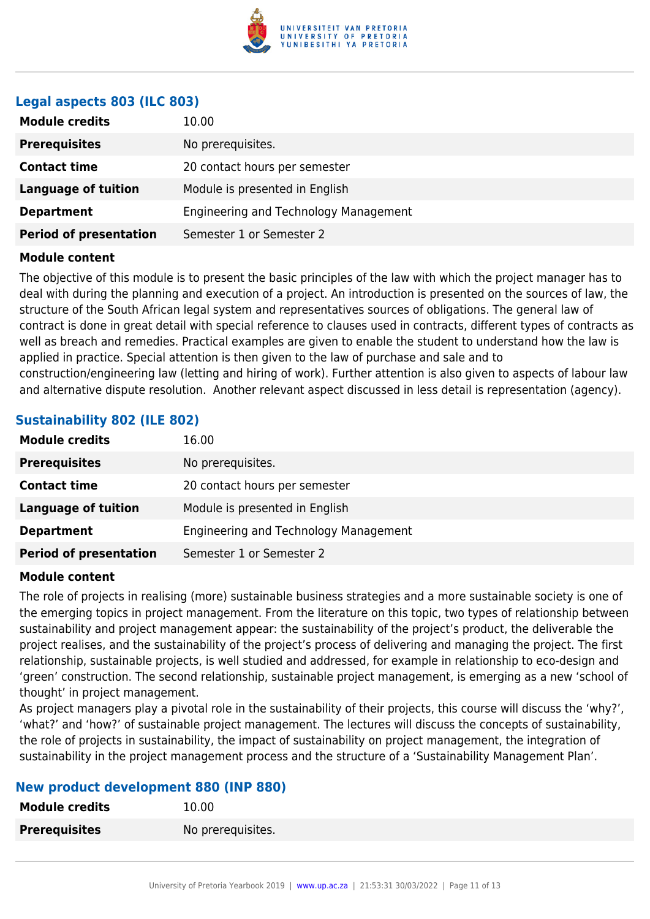### Legal aspects 803 (ILC 803)

| | |
|---|---|
| **Module credits** | 10.00 |
| **Prerequisites** | No prerequisites. |
| **Contact time** | 20 contact hours per semester |
| **Language of tuition** | Module is presented in English |
| **Department** | Engineering and Technology Management |
| **Period of presentation** | Semester 1 or Semester 2 |

**Module content**

The objective of this module is to present the basic principles of the law with which the project manager has to deal with during the planning and execution of a project. An introduction is presented on the sources of law, the structure of the South African legal system and representatives sources of obligations. The general law of contract is done in great detail with special reference to clauses used in contracts, different types of contracts as well as breach and remedies. Practical examples are given to enable the student to understand how the law is applied in practice. Special attention is then given to the law of purchase and sale and to construction/engineering law (letting and hiring of work). Further attention is also given to aspects of labour law and alternative dispute resolution. Another relevant aspect discussed in less detail is representation (agency).

### Sustainability 802 (ILE 802)

| | |
|---|---|
| **Module credits** | 16.00 |
| **Prerequisites** | No prerequisites. |
| **Contact time** | 20 contact hours per semester |
| **Language of tuition** | Module is presented in English |
| **Department** | Engineering and Technology Management |
| **Period of presentation** | Semester 1 or Semester 2 |

**Module content**

The role of projects in realising (more) sustainable business strategies and a more sustainable society is one of the emerging topics in project management. From the literature on this topic, two types of relationship between sustainability and project management appear: the sustainability of the project's product, the deliverable the project realises, and the sustainability of the project's process of delivering and managing the project. The first relationship, sustainable projects, is well studied and addressed, for example in relationship to eco-design and 'green' construction. The second relationship, sustainable project management, is emerging as a new 'school of thought' in project management.
As project managers play a pivotal role in the sustainability of their projects, this course will discuss the 'why?', 'what?' and 'how?' of sustainable project management. The lectures will discuss the concepts of sustainability, the role of projects in sustainability, the impact of sustainability on project management, the integration of sustainability in the project management process and the structure of a 'Sustainability Management Plan'.

### New product development 880 (INP 880)

| | |
|---|---|
| **Module credits** | 10.00 |
| **Prerequisites** | No prerequisites. |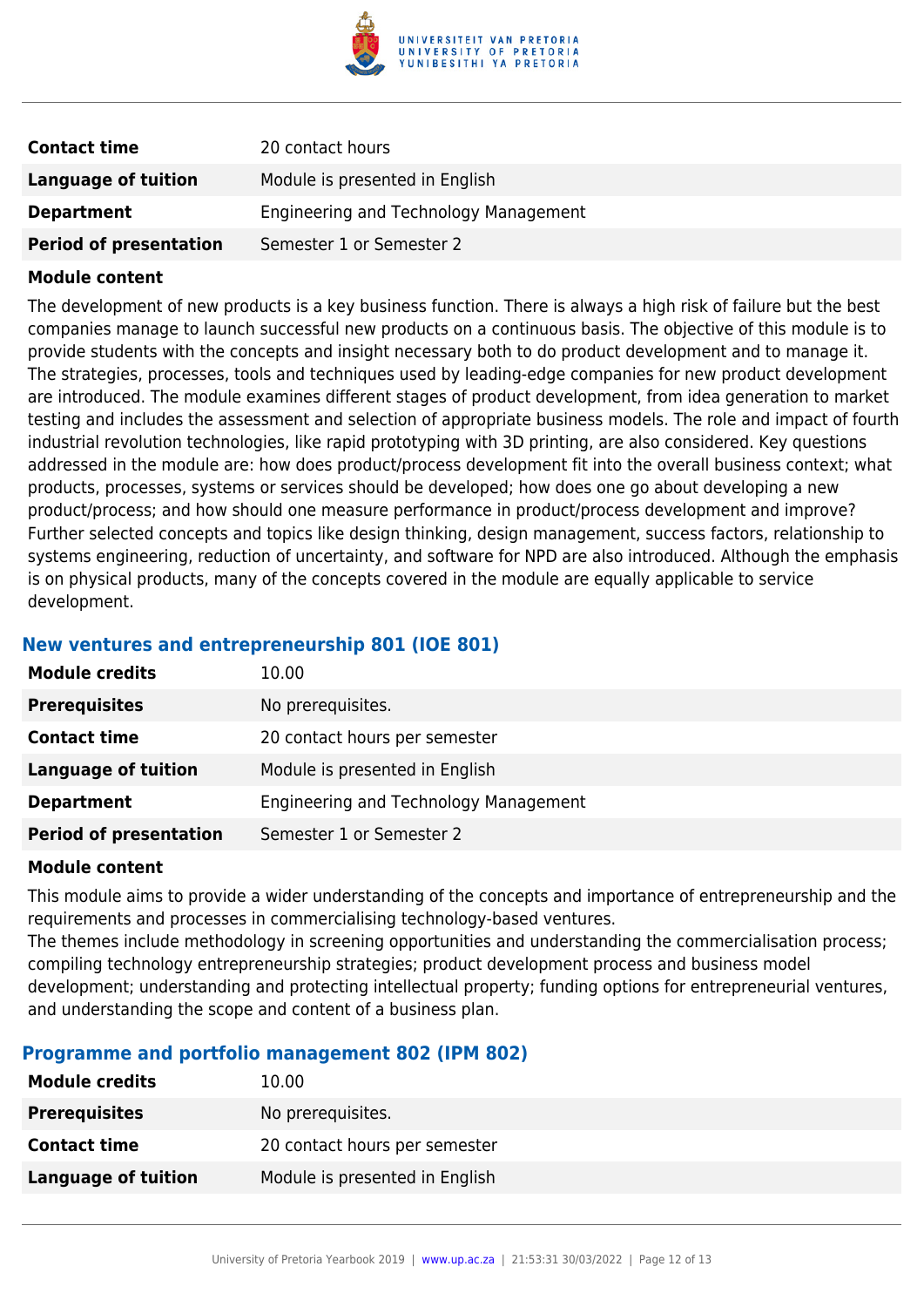| | |
|---|---|
| **Contact time** | 20 contact hours |
| **Language of tuition** | Module is presented in English |
| **Department** | Engineering and Technology Management |
| **Period of presentation** | Semester 1 or Semester 2 |

**Module content**

The development of new products is a key business function. There is always a high risk of failure but the best companies manage to launch successful new products on a continuous basis. The objective of this module is to provide students with the concepts and insight necessary both to do product development and to manage it. The strategies, processes, tools and techniques used by leading-edge companies for new product development are introduced. The module examines different stages of product development, from idea generation to market testing and includes the assessment and selection of appropriate business models. The role and impact of fourth industrial revolution technologies, like rapid prototyping with 3D printing, are also considered. Key questions addressed in the module are: how does product/process development fit into the overall business context; what products, processes, systems or services should be developed; how does one go about developing a new product/process; and how should one measure performance in product/process development and improve? Further selected concepts and topics like design thinking, design management, success factors, relationship to systems engineering, reduction of uncertainty, and software for NPD are also introduced. Although the emphasis is on physical products, many of the concepts covered in the module are equally applicable to service development.

### New ventures and entrepreneurship 801 (IOE 801)

| | |
|---|---|
| **Module credits** | 10.00 |
| **Prerequisites** | No prerequisites. |
| **Contact time** | 20 contact hours per semester |
| **Language of tuition** | Module is presented in English |
| **Department** | Engineering and Technology Management |
| **Period of presentation** | Semester 1 or Semester 2 |

**Module content**

This module aims to provide a wider understanding of the concepts and importance of entrepreneurship and the requirements and processes in commercialising technology-based ventures.
The themes include methodology in screening opportunities and understanding the commercialisation process; compiling technology entrepreneurship strategies; product development process and business model development; understanding and protecting intellectual property; funding options for entrepreneurial ventures, and understanding the scope and content of a business plan.

### Programme and portfolio management 802 (IPM 802)

| | |
|---|---|
| **Module credits** | 10.00 |
| **Prerequisites** | No prerequisites. |
| **Contact time** | 20 contact hours per semester |
| **Language of tuition** | Module is presented in English |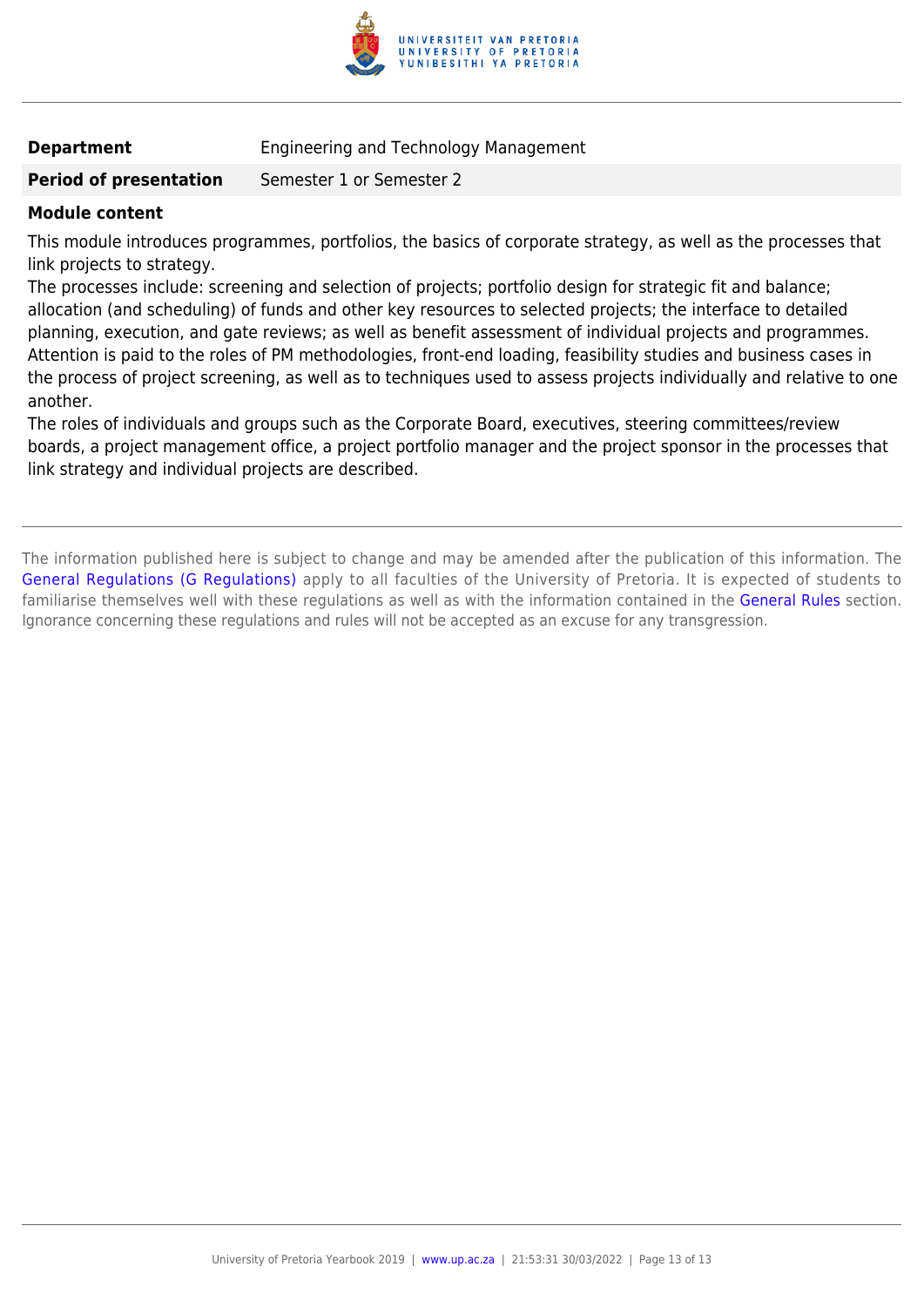| | |
|---|---|
| **Department** | Engineering and Technology Management |
| **Period of presentation** | Semester 1 or Semester 2 |

**Module content**

This module introduces programmes, portfolios, the basics of corporate strategy, as well as the processes that link projects to strategy.

The processes include: screening and selection of projects; portfolio design for strategic fit and balance; allocation (and scheduling) of funds and other key resources to selected projects; the interface to detailed planning, execution, and gate reviews; as well as benefit assessment of individual projects and programmes. Attention is paid to the roles of PM methodologies, front-end loading, feasibility studies and business cases in the process of project screening, as well as to techniques used to assess projects individually and relative to one another.

The roles of individuals and groups such as the Corporate Board, executives, steering committees/review boards, a project management office, a project portfolio manager and the project sponsor in the processes that link strategy and individual projects are described.

---

The information published here is subject to change and may be amended after the publication of this information. The General Regulations (G Regulations) apply to all faculties of the University of Pretoria. It is expected of students to familiarise themselves well with these regulations as well as with the information contained in the General Rules section. Ignorance concerning these regulations and rules will not be accepted as an excuse for any transgression.